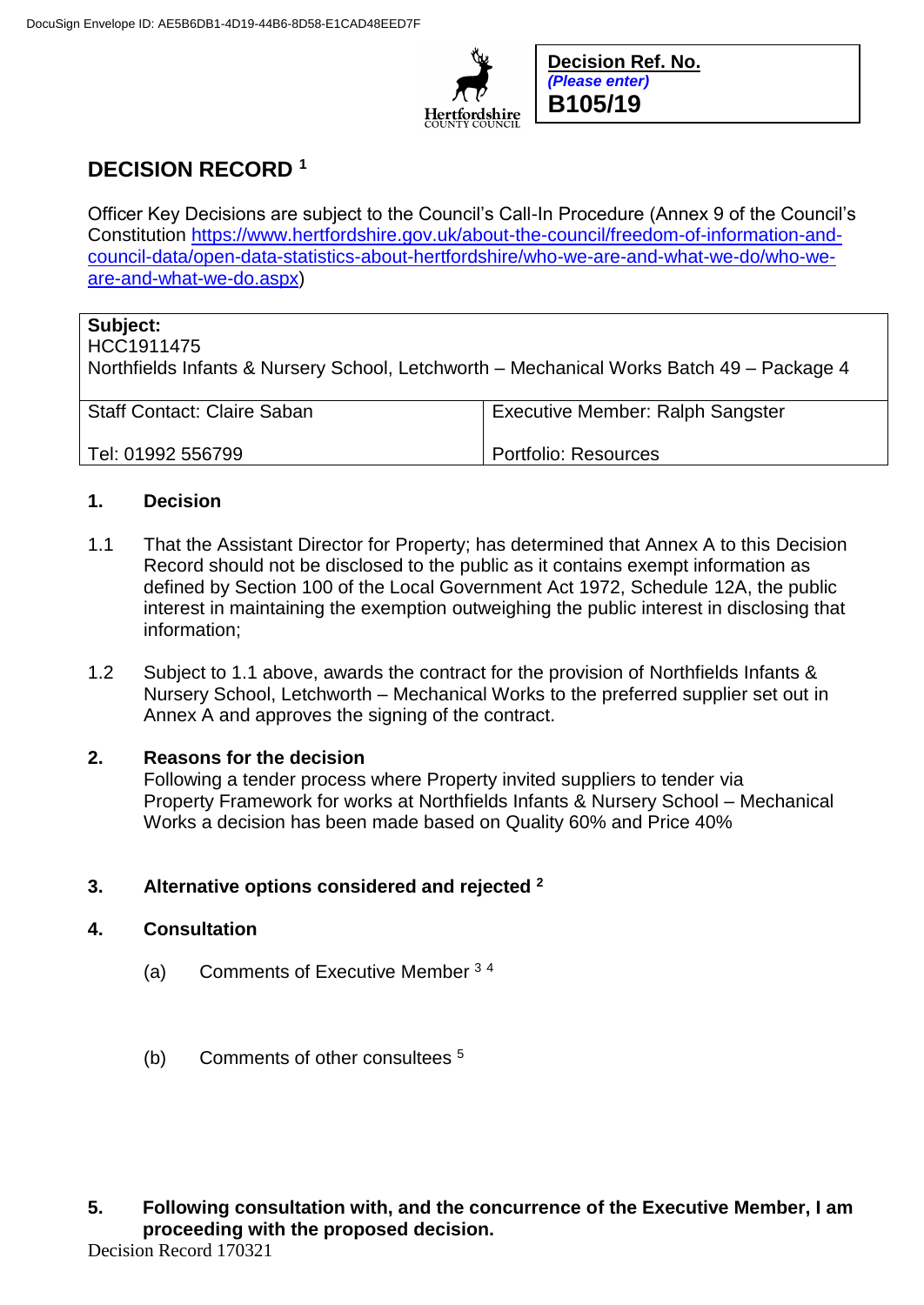DocuSign Envelope ID: AE5B6DB1-4D19-44B6-8D58-E1CAD48EED7F

**Decision Ref. No.**
*(Please enter)*
**B105/19**

# DECISION RECORD [1]

Officer Key Decisions are subject to the Council's Call-In Procedure (Annex 9 of the Council's Constitution https://www.hertfordshire.gov.uk/about-the-council/freedom-of-information-and-council-data/open-data-statistics-about-hertfordshire/who-we-are-and-what-we-do/who-we-are-and-what-we-do.aspx)

| **Subject:** HCC1911475 Northfields Infants & Nursery School, Letchworth – Mechanical Works Batch 49 – Package 4 | |
|---|---|
| Staff Contact: Claire Saban<br>Tel: 01992 556799 | Executive Member: Ralph Sangster<br>Portfolio: Resources |

**1. Decision**

1.1 That the Assistant Director for Property; has determined that Annex A to this Decision Record should not be disclosed to the public as it contains exempt information as defined by Section 100 of the Local Government Act 1972, Schedule 12A, the public interest in maintaining the exemption outweighing the public interest in disclosing that information;

1.2 Subject to 1.1 above, awards the contract for the provision of Northfields Infants & Nursery School, Letchworth – Mechanical Works to the preferred supplier set out in Annex A and approves the signing of the contract.

**2. Reasons for the decision**

Following a tender process where Property invited suppliers to tender via Property Framework for works at Northfields Infants & Nursery School – Mechanical Works a decision has been made based on Quality 60% and Price 40%

**3. Alternative options considered and rejected [2]**

**4. Consultation**

(a) Comments of Executive Member [3 4]

(b) Comments of other consultees [5]

**5. Following consultation with, and the concurrence of the Executive Member, I am proceeding with the proposed decision.**

Decision Record 170321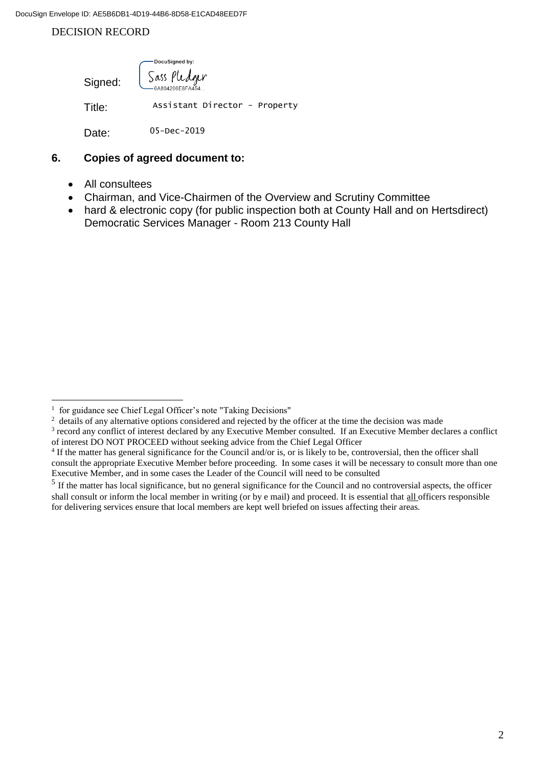DocuSign Envelope ID: AE5B6DB1-4D19-44B6-8D58-E1CAD48EED7F

DECISION RECORD

Signed: DocuSigned by: Sass Pledger 6A804206E8FA454...

Title: Assistant Director - Property

Date: 05-Dec-2019

## 6. Copies of agreed document to:

- All consultees
- Chairman, and Vice-Chairmen of the Overview and Scrutiny Committee
- hard & electronic copy (for public inspection both at County Hall and on Hertsdirect) Democratic Services Manager - Room 213 County Hall

---

[1] for guidance see Chief Legal Officer's note "Taking Decisions"

[2] details of any alternative options considered and rejected by the officer at the time the decision was made

[3] record any conflict of interest declared by any Executive Member consulted. If an Executive Member declares a conflict of interest DO NOT PROCEED without seeking advice from the Chief Legal Officer

[4] If the matter has general significance for the Council and/or is, or is likely to be, controversial, then the officer shall consult the appropriate Executive Member before proceeding. In some cases it will be necessary to consult more than one Executive Member, and in some cases the Leader of the Council will need to be consulted

[5] If the matter has local significance, but no general significance for the Council and no controversial aspects, the officer shall consult or inform the local member in writing (or by e mail) and proceed. It is essential that <u>all</u> officers responsible for delivering services ensure that local members are kept well briefed on issues affecting their areas.